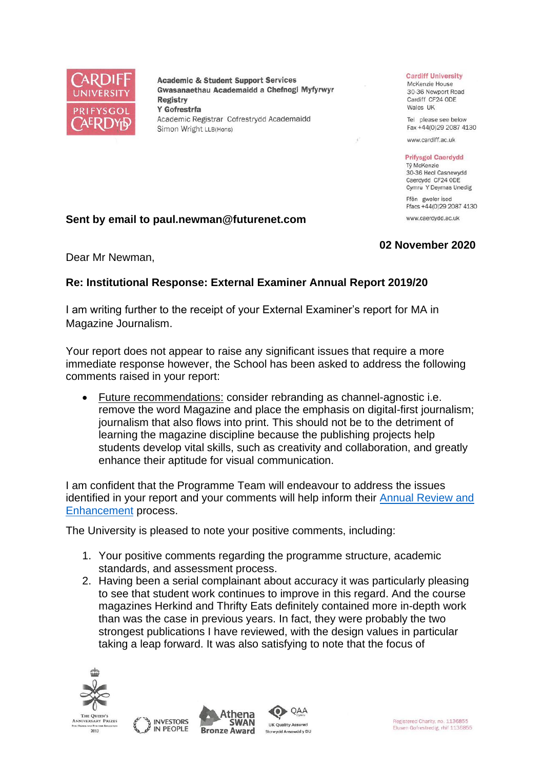Academic & Student Support Services
Gwasanaethau Academaidd a Chefnogi Myfyrwyr
Registry
Y Gofrestrfa
Academic Registrar Cofrestrydd Academaidd
Simon Wright LLB(Hons)

Cardiff University
McKenzie House
30-36 Newport Road
Cardiff CF24 0DE
Wales UK

Tel please see below
Fax +44(0)29 2087 4130

www.cardiff.ac.uk

Prifysgol Caerdydd
Tŷ McKenzie
30-36 Heol Casnewydd
Caerdydd CF24 0DE
Cymru Y Deyrnas Unedig

Ffôn gweler isod
Ffacs +44(0)29 2087 4130

www.caerdydd.ac.uk

**Sent by email to paul.newman@futurenet.com**

**02 November 2020**

Dear Mr Newman,

**Re: Institutional Response: External Examiner Annual Report 2019/20**

I am writing further to the receipt of your External Examiner's report for MA in Magazine Journalism.

Your report does not appear to raise any significant issues that require a more immediate response however, the School has been asked to address the following comments raised in your report:

- Future recommendations: consider rebranding as channel-agnostic i.e. remove the word Magazine and place the emphasis on digital-first journalism; journalism that also flows into print. This should not be to the detriment of learning the magazine discipline because the publishing projects help students develop vital skills, such as creativity and collaboration, and greatly enhance their aptitude for visual communication.

I am confident that the Programme Team will endeavour to address the issues identified in your report and your comments will help inform their Annual Review and Enhancement process.

The University is pleased to note your positive comments, including:

1. Your positive comments regarding the programme structure, academic standards, and assessment process.
2. Having been a serial complainant about accuracy it was particularly pleasing to see that student work continues to improve in this regard. And the course magazines Herkind and Thrifty Eats definitely contained more in-depth work than was the case in previous years. In fact, they were probably the two strongest publications I have reviewed, with the design values in particular taking a leap forward. It was also satisfying to note that the focus of

Registered Charity, no. 1136855
Elusen Gofrestredig, rhif 1136855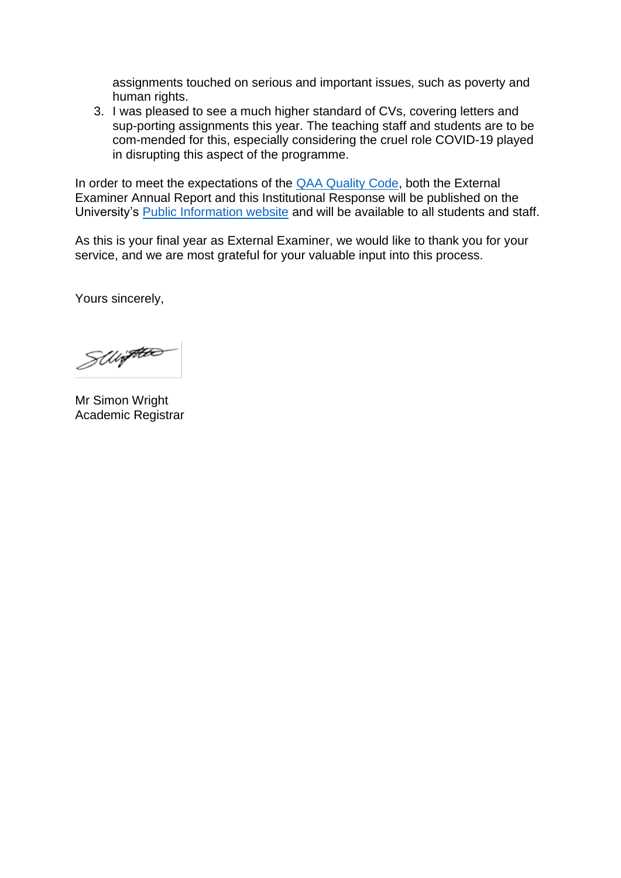assignments touched on serious and important issues, such as poverty and human rights.

3. I was pleased to see a much higher standard of CVs, covering letters and sup-porting assignments this year. The teaching staff and students are to be com-mended for this, especially considering the cruel role COVID-19 played in disrupting this aspect of the programme.

In order to meet the expectations of the QAA Quality Code, both the External Examiner Annual Report and this Institutional Response will be published on the University's Public Information website and will be available to all students and staff.

As this is your final year as External Examiner, we would like to thank you for your service, and we are most grateful for your valuable input into this process.

Yours sincerely,

Mr Simon Wright
Academic Registrar